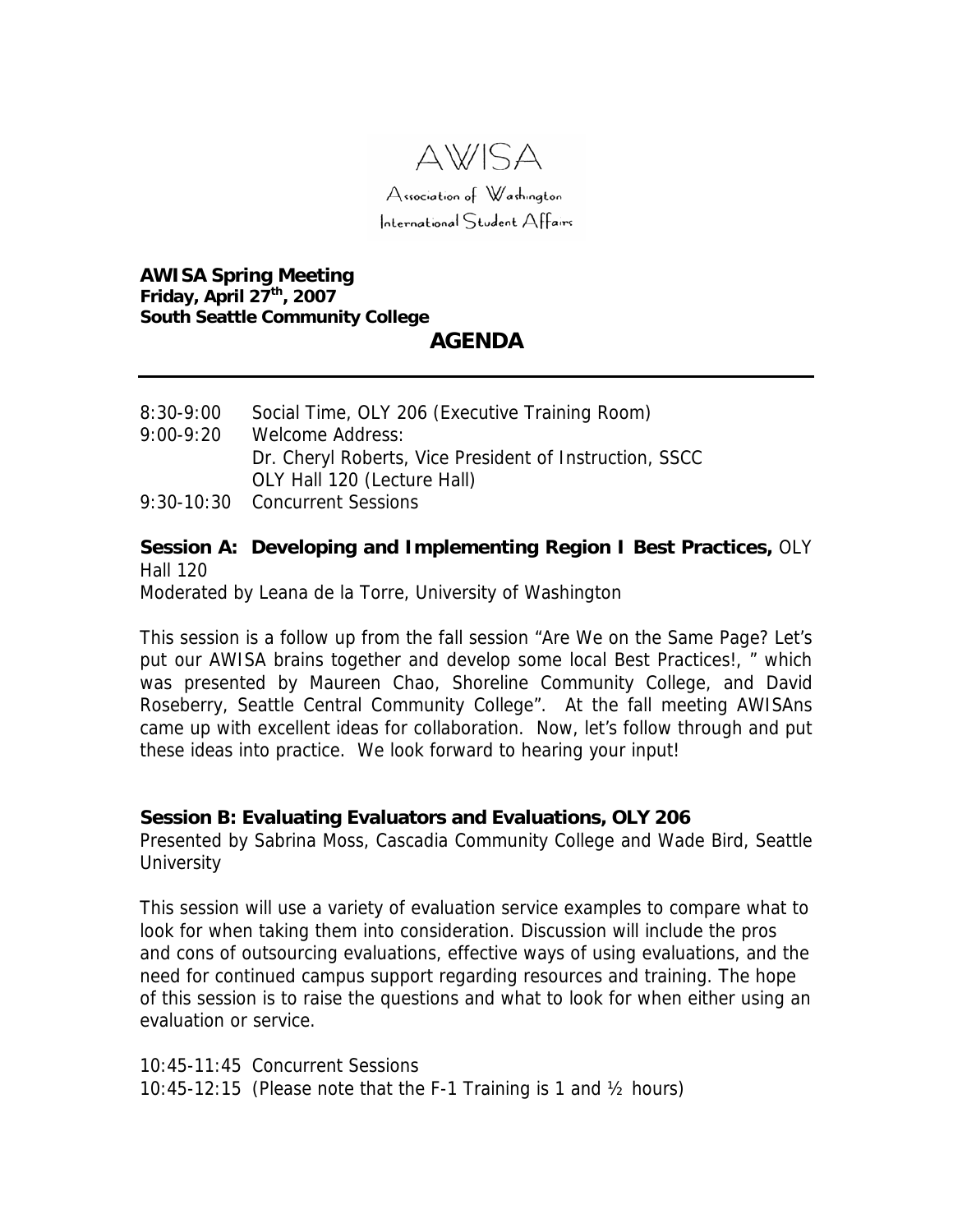AWISA

Association of Washington International Student Affairs

**AWISA Spring Meeting**
**Friday, April 27th, 2007**
**South Seattle Community College**

## AGENDA

---

8:30-9:00 Social Time, OLY 206 (Executive Training Room)
9:00-9:20 Welcome Address:
Dr. Cheryl Roberts, Vice President of Instruction, SSCC
OLY Hall 120 (Lecture Hall)
9:30-10:30 Concurrent Sessions

**Session A: Developing and Implementing Region I Best Practices,** OLY Hall 120
Moderated by Leana de la Torre, University of Washington

This session is a follow up from the fall session "Are We on the Same Page? Let's put our AWISA brains together and develop some local Best Practices!, " which was presented by Maureen Chao, Shoreline Community College, and David Roseberry, Seattle Central Community College". At the fall meeting AWISAns came up with excellent ideas for collaboration. Now, let's follow through and put these ideas into practice. We look forward to hearing your input!

**Session B: Evaluating Evaluators and Evaluations, OLY 206**
Presented by Sabrina Moss, Cascadia Community College and Wade Bird, Seattle University

This session will use a variety of evaluation service examples to compare what to look for when taking them into consideration. Discussion will include the pros and cons of outsourcing evaluations, effective ways of using evaluations, and the need for continued campus support regarding resources and training. The hope of this session is to raise the questions and what to look for when either using an evaluation or service.

10:45-11:45 Concurrent Sessions
10:45-12:15 (Please note that the F-1 Training is 1 and ½ hours)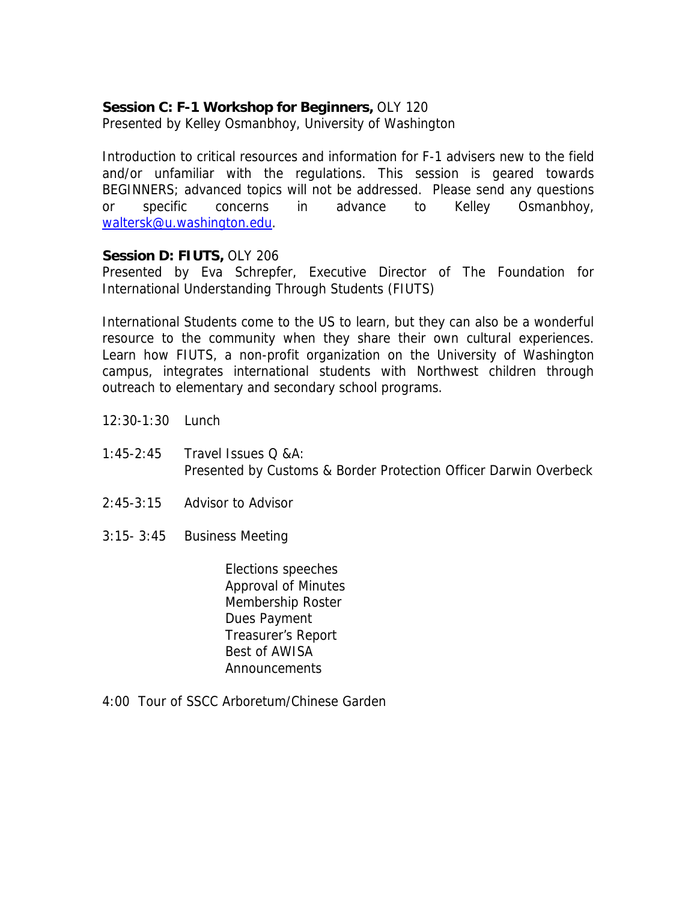**Session C: F-1 Workshop for Beginners,** OLY 120
Presented by Kelley Osmanbhoy, University of Washington

Introduction to critical resources and information for F-1 advisers new to the field and/or unfamiliar with the regulations. This session is geared towards BEGINNERS; advanced topics will not be addressed. Please send any questions or specific concerns in advance to Kelley Osmanbhoy, waltersk@u.washington.edu.

**Session D: FIUTS,** OLY 206
Presented by Eva Schrepfer, Executive Director of The Foundation for International Understanding Through Students (FIUTS)

International Students come to the US to learn, but they can also be a wonderful resource to the community when they share their own cultural experiences. Learn how FIUTS, a non-profit organization on the University of Washington campus, integrates international students with Northwest children through outreach to elementary and secondary school programs.

12:30-1:30 Lunch

1:45-2:45 Travel Issues Q &A:
Presented by Customs & Border Protection Officer Darwin Overbeck

2:45-3:15 Advisor to Advisor

3:15- 3:45 Business Meeting

- Elections speeches
- Approval of Minutes
- Membership Roster
- Dues Payment
- Treasurer's Report
- Best of AWISA
- Announcements

4:00 Tour of SSCC Arboretum/Chinese Garden